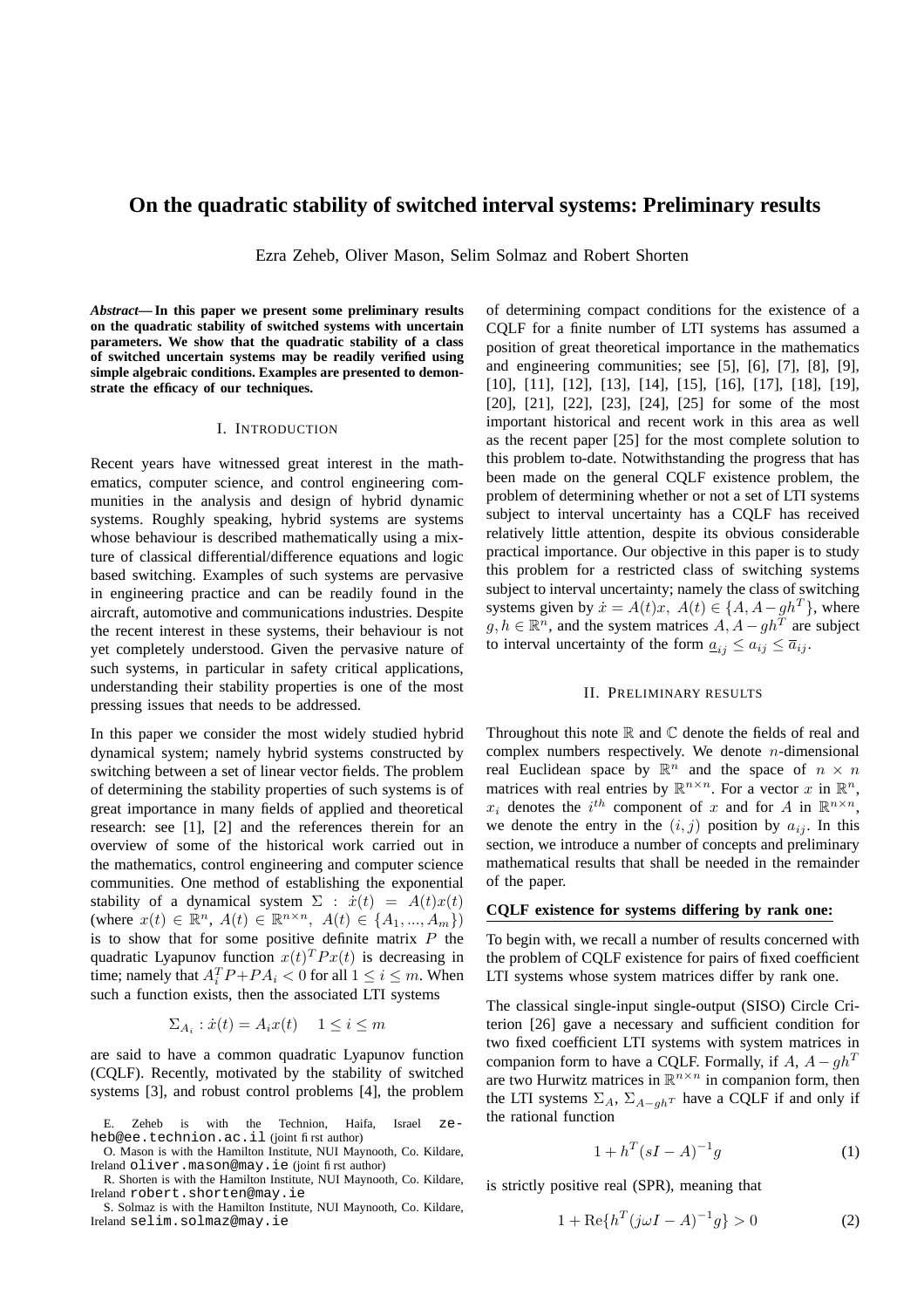# On the quadratic stability of switched interval systems: Preliminary results

Ezra Zeheb, Oliver Mason, Selim Solmaz and Robert Shorten

***Abstract*— In this paper we present some preliminary results on the quadratic stability of switched systems with uncertain parameters. We show that the quadratic stability of a class of switched uncertain systems may be readily verified using simple algebraic conditions. Examples are presented to demonstrate the efficacy of our techniques.**

## I. Introduction

Recent years have witnessed great interest in the mathematics, computer science, and control engineering communities in the analysis and design of hybrid dynamic systems. Roughly speaking, hybrid systems are systems whose behaviour is described mathematically using a mixture of classical differential/difference equations and logic based switching. Examples of such systems are pervasive in engineering practice and can be readily found in the aircraft, automotive and communications industries. Despite the recent interest in these systems, their behaviour is not yet completely understood. Given the pervasive nature of such systems, in particular in safety critical applications, understanding their stability properties is one of the most pressing issues that needs to be addressed.

In this paper we consider the most widely studied hybrid dynamical system; namely hybrid systems constructed by switching between a set of linear vector fields. The problem of determining the stability properties of such systems is of great importance in many fields of applied and theoretical research: see [1], [2] and the references therein for an overview of some of the historical work carried out in the mathematics, control engineering and computer science communities. One method of establishing the exponential stability of a dynamical system $\Sigma : \dot{x}(t) = A(t)x(t)$ (where $x(t) \in \mathbb{R}^n$, $A(t) \in \mathbb{R}^{n\times n}$, $A(t) \in \{A_1, ..., A_m\}$) is to show that for some positive definite matrix $P$ the quadratic Lyapunov function $x(t)^T P x(t)$ is decreasing in time; namely that $A_i^T P + P A_i < 0$ for all $1 \leq i \leq m$. When such a function exists, then the associated LTI systems

$$\Sigma_{A_i} : \dot{x}(t) = A_i x(t) \quad 1 \leq i \leq m$$

are said to have a common quadratic Lyapunov function (CQLF). Recently, motivated by the stability of switched systems [3], and robust control problems [4], the problem of determining compact conditions for the existence of a CQLF for a finite number of LTI systems has assumed a position of great theoretical importance in the mathematics and engineering communities; see [5], [6], [7], [8], [9], [10], [11], [12], [13], [14], [15], [16], [17], [18], [19], [20], [21], [22], [23], [24], [25] for some of the most important historical and recent work in this area as well as the recent paper [25] for the most complete solution to this problem to-date. Notwithstanding the progress that has been made on the general CQLF existence problem, the problem of determining whether or not a set of LTI systems subject to interval uncertainty has a CQLF has received relatively little attention, despite its obvious considerable practical importance. Our objective in this paper is to study this problem for a restricted class of switching systems subject to interval uncertainty; namely the class of switching systems given by $\dot{x} = A(t)x, \; A(t) \in \{A, A - gh^T\}$, where $g, h \in \mathbb{R}^n$, and the system matrices $A, A - gh^T$ are subject to interval uncertainty of the form $\underline{a}_{ij} \leq a_{ij} \leq \overline{a}_{ij}$.

E. Zeheb is with the Technion, Haifa, Israel zeheb@ee.technion.ac.il (joint first author)

O. Mason is with the Hamilton Institute, NUI Maynooth, Co. Kildare, Ireland oliver.mason@may.ie (joint first author)

R. Shorten is with the Hamilton Institute, NUI Maynooth, Co. Kildare, Ireland robert.shorten@may.ie

S. Solmaz is with the Hamilton Institute, NUI Maynooth, Co. Kildare, Ireland selim.solmaz@may.ie

## II. Preliminary results

Throughout this note $\mathbb{R}$ and $\mathbb{C}$ denote the fields of real and complex numbers respectively. We denote $n$-dimensional real Euclidean space by $\mathbb{R}^n$ and the space of $n \times n$ matrices with real entries by $\mathbb{R}^{n\times n}$. For a vector $x$ in $\mathbb{R}^n$, $x_i$ denotes the $i^{th}$ component of $x$ and for $A$ in $\mathbb{R}^{n\times n}$, we denote the entry in the $(i,j)$ position by $a_{ij}$. In this section, we introduce a number of concepts and preliminary mathematical results that shall be needed in the remainder of the paper.

**CQLF existence for systems differing by rank one:**

To begin with, we recall a number of results concerned with the problem of CQLF existence for pairs of fixed coefficient LTI systems whose system matrices differ by rank one.

The classical single-input single-output (SISO) Circle Criterion [26] gave a necessary and sufficient condition for two fixed coefficient LTI systems with system matrices in companion form to have a CQLF. Formally, if $A$, $A - gh^T$ are two Hurwitz matrices in $\mathbb{R}^{n\times n}$ in companion form, then the LTI systems $\Sigma_A$, $\Sigma_{A-gh^T}$ have a CQLF if and only if the rational function

$$1 + h^T(sI - A)^{-1}g \tag{1}$$

is strictly positive real (SPR), meaning that

$$1 + \mathrm{Re}\{h^T(j\omega I - A)^{-1}g\} > 0 \tag{2}$$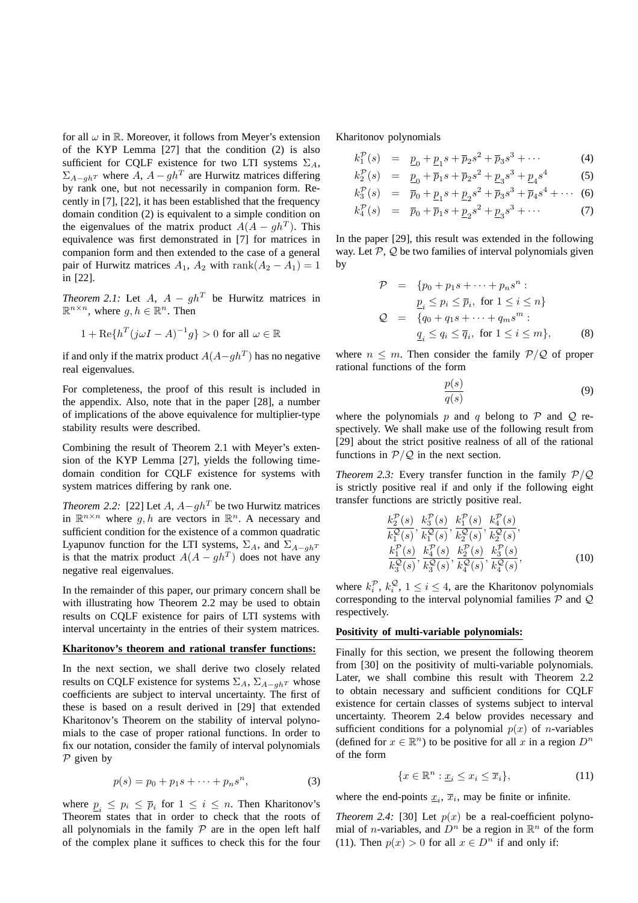for all $\omega$ in $\mathbb{R}$. Moreover, it follows from Meyer's extension of the KYP Lemma [27] that the condition (2) is also sufficient for CQLF existence for two LTI systems $\Sigma_A$, $\Sigma_{A-gh^T}$ where $A$, $A-gh^T$ are Hurwitz matrices differing by rank one, but not necessarily in companion form. Recently in [7], [22], it has been established that the frequency domain condition (2) is equivalent to a simple condition on the eigenvalues of the matrix product $A(A-gh^T)$. This equivalence was first demonstrated in [7] for matrices in companion form and then extended to the case of a general pair of Hurwitz matrices $A_1$, $A_2$ with $\text{rank}(A_2 - A_1) = 1$ in [22].

*Theorem 2.1:* Let $A$, $A - gh^T$ be Hurwitz matrices in $\mathbb{R}^{n\times n}$, where $g, h \in \mathbb{R}^n$. Then

$$1 + \text{Re}\{h^T(j\omega I - A)^{-1}g\} > 0 \text{ for all } \omega \in \mathbb{R}$$

if and only if the matrix product $A(A-gh^T)$ has no negative real eigenvalues.

For completeness, the proof of this result is included in the appendix. Also, note that in the paper [28], a number of implications of the above equivalence for multiplier-type stability results were described.

Combining the result of Theorem 2.1 with Meyer's extension of the KYP Lemma [27], yields the following time-domain condition for CQLF existence for systems with system matrices differing by rank one.

*Theorem 2.2:* [22] Let $A$, $A-gh^T$ be two Hurwitz matrices in $\mathbb{R}^{n\times n}$ where $g, h$ are vectors in $\mathbb{R}^n$. A necessary and sufficient condition for the existence of a common quadratic Lyapunov function for the LTI systems, $\Sigma_A$, and $\Sigma_{A-gh^T}$ is that the matrix product $A(A - gh^T)$ does not have any negative real eigenvalues.

In the remainder of this paper, our primary concern shall be with illustrating how Theorem 2.2 may be used to obtain results on CQLF existence for pairs of LTI systems with interval uncertainty in the entries of their system matrices.

**Kharitonov's theorem and rational transfer functions:**

In the next section, we shall derive two closely related results on CQLF existence for systems $\Sigma_A$, $\Sigma_{A-gh^T}$ whose coefficients are subject to interval uncertainty. The first of these is based on a result derived in [29] that extended Kharitonov's Theorem on the stability of interval polynomials to the case of proper rational functions. In order to fix our notation, consider the family of interval polynomials $\mathcal{P}$ given by

$$p(s) = p_0 + p_1 s + \cdots + p_n s^n, \tag{3}$$

where $\underline{p}_i \leq p_i \leq \overline{p}_i$ for $1 \leq i \leq n$. Then Kharitonov's Theorem states that in order to check that the roots of all polynomials in the family $\mathcal{P}$ are in the open left half of the complex plane it suffices to check this for the four Kharitonov polynomials

$$k_1^{\mathcal{P}}(s) = \underline{p}_0 + \underline{p}_1 s + \overline{p}_2 s^2 + \overline{p}_3 s^3 + \cdots \tag{4}$$

$$k_2^{\mathcal{P}}(s) = \underline{p}_0 + \overline{p}_1 s + \overline{p}_2 s^2 + \underline{p}_3 s^3 + \underline{p}_4 s^4 \tag{5}$$

$$k_3^{\mathcal{P}}(s) = \overline{p}_0 + \underline{p}_1 s + \underline{p}_2 s^2 + \overline{p}_3 s^3 + \overline{p}_4 s^4 + \cdots \tag{6}$$

$$k_4^{\mathcal{P}}(s) = \overline{p}_0 + \overline{p}_1 s + \underline{p}_2 s^2 + \underline{p}_3 s^3 + \cdots \tag{7}$$

In the paper [29], this result was extended in the following way. Let $\mathcal{P}$, $\mathcal{Q}$ be two families of interval polynomials given by

$$\begin{aligned}
\mathcal{P} &= \{p_0 + p_1 s + \cdots + p_n s^n : \\
&\quad \underline{p}_i \leq p_i \leq \overline{p}_i, \text{ for } 1 \leq i \leq n\} \\
\mathcal{Q} &= \{q_0 + q_1 s + \cdots + q_m s^m : \\
&\quad \underline{q}_i \leq q_i \leq \overline{q}_i, \text{ for } 1 \leq i \leq m\},
\end{aligned} \tag{8}$$

where $n \leq m$. Then consider the family $\mathcal{P}/\mathcal{Q}$ of proper rational functions of the form

$$\frac{p(s)}{q(s)} \tag{9}$$

where the polynomials $p$ and $q$ belong to $\mathcal{P}$ and $\mathcal{Q}$ respectively. We shall make use of the following result from [29] about the strict positive realness of all of the rational functions in $\mathcal{P}/\mathcal{Q}$ in the next section.

*Theorem 2.3:* Every transfer function in the family $\mathcal{P}/\mathcal{Q}$ is strictly positive real if and only if the following eight transfer functions are strictly positive real.

$$\begin{gathered}
\frac{k_2^{\mathcal{P}}(s)}{k_1^{\mathcal{Q}}(s)}, \frac{k_3^{\mathcal{P}}(s)}{k_1^{\mathcal{Q}}(s)}, \frac{k_1^{\mathcal{P}}(s)}{k_2^{\mathcal{Q}}(s)}, \frac{k_4^{\mathcal{P}}(s)}{k_2^{\mathcal{Q}}(s)}, \\
\frac{k_1^{\mathcal{P}}(s)}{k_3^{\mathcal{Q}}(s)}, \frac{k_4^{\mathcal{P}}(s)}{k_3^{\mathcal{Q}}(s)}, \frac{k_2^{\mathcal{P}}(s)}{k_4^{\mathcal{Q}}(s)}, \frac{k_3^{\mathcal{P}}(s)}{k_4^{\mathcal{Q}}(s)},
\end{gathered} \tag{10}$$

where $k_i^{\mathcal{P}}$, $k_i^{\mathcal{Q}}$, $1 \leq i \leq 4$, are the Kharitonov polynomials corresponding to the interval polynomial families $\mathcal{P}$ and $\mathcal{Q}$ respectively.

**Positivity of multi-variable polynomials:**

Finally for this section, we present the following theorem from [30] on the positivity of multi-variable polynomials. Later, we shall combine this result with Theorem 2.2 to obtain necessary and sufficient conditions for CQLF existence for certain classes of systems subject to interval uncertainty. Theorem 2.4 below provides necessary and sufficient conditions for a polynomial $p(x)$ of $n$-variables (defined for $x \in \mathbb{R}^n$) to be positive for all $x$ in a region $D^n$ of the form

$$\{x \in \mathbb{R}^n : \underline{x}_i \leq x_i \leq \overline{x}_i\}, \tag{11}$$

where the end-points $\underline{x}_i$, $\overline{x}_i$, may be finite or infinite.

*Theorem 2.4:* [30] Let $p(x)$ be a real-coefficient polynomial of $n$-variables, and $D^n$ be a region in $\mathbb{R}^n$ of the form (11). Then $p(x) > 0$ for all $x \in D^n$ if and only if: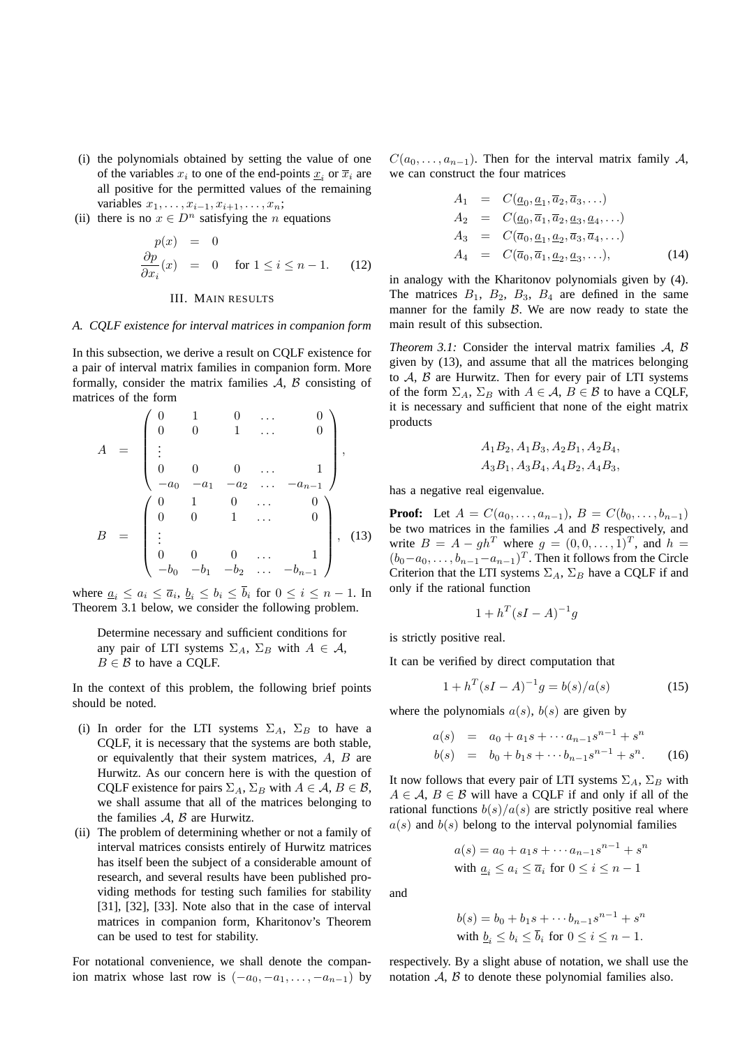(i) the polynomials obtained by setting the value of one of the variables $x_i$ to one of the end-points $\underline{x}_i$ or $\overline{x}_i$ are all positive for the permitted values of the remaining variables $x_1, \ldots, x_{i-1}, x_{i+1}, \ldots, x_n$;

(ii) there is no $x \in D^n$ satisfying the $n$ equations

$$\begin{aligned} p(x) &= 0 \\ \frac{\partial p}{\partial x_i}(x) &= 0 \quad \text{for } 1 \le i \le n-1. \end{aligned} \tag{12}$$

## III. Main results

### A. CQLF existence for interval matrices in companion form

In this subsection, we derive a result on CQLF existence for a pair of interval matrix families in companion form. More formally, consider the matrix families $\mathcal{A}$, $\mathcal{B}$ consisting of matrices of the form

$$A = \begin{pmatrix} 0 & 1 & 0 & \ldots & 0 \\ 0 & 0 & 1 & \ldots & 0 \\ \vdots & & & & \\ 0 & 0 & 0 & \ldots & 1 \\ -a_0 & -a_1 & -a_2 & \ldots & -a_{n-1} \end{pmatrix},$$

$$B = \begin{pmatrix} 0 & 1 & 0 & \ldots & 0 \\ 0 & 0 & 1 & \ldots & 0 \\ \vdots & & & & \\ 0 & 0 & 0 & \ldots & 1 \\ -b_0 & -b_1 & -b_2 & \ldots & -b_{n-1} \end{pmatrix}, \tag{13}$$

where $\underline{a}_i \le a_i \le \overline{a}_i$, $\underline{b}_i \le b_i \le \overline{b}_i$ for $0 \le i \le n-1$. In Theorem 3.1 below, we consider the following problem.

> Determine necessary and sufficient conditions for any pair of LTI systems $\Sigma_A$, $\Sigma_B$ with $A \in \mathcal{A}$, $B \in \mathcal{B}$ to have a CQLF.

In the context of this problem, the following brief points should be noted.

(i) In order for the LTI systems $\Sigma_A$, $\Sigma_B$ to have a CQLF, it is necessary that the systems are both stable, or equivalently that their system matrices, $A$, $B$ are Hurwitz. As our concern here is with the question of CQLF existence for pairs $\Sigma_A$, $\Sigma_B$ with $A \in \mathcal{A}$, $B \in \mathcal{B}$, we shall assume that all of the matrices belonging to the families $\mathcal{A}$, $\mathcal{B}$ are Hurwitz.

(ii) The problem of determining whether or not a family of interval matrices consists entirely of Hurwitz matrices has itself been the subject of a considerable amount of research, and several results have been published providing methods for testing such families for stability [31], [32], [33]. Note also that in the case of interval matrices in companion form, Kharitonov's Theorem can be used to test for stability.

For notational convenience, we shall denote the companion matrix whose last row is $(-a_0, -a_1, \ldots, -a_{n-1})$ by $C(a_0, \ldots, a_{n-1})$. Then for the interval matrix family $\mathcal{A}$, we can construct the four matrices

$$\begin{aligned} A_1 &= C(\underline{a}_0, \underline{a}_1, \overline{a}_2, \overline{a}_3, \ldots) \\ A_2 &= C(\underline{a}_0, \overline{a}_1, \overline{a}_2, \underline{a}_3, \underline{a}_4, \ldots) \\ A_3 &= C(\overline{a}_0, \underline{a}_1, \underline{a}_2, \overline{a}_3, \overline{a}_4, \ldots) \\ A_4 &= C(\overline{a}_0, \overline{a}_1, \underline{a}_2, \underline{a}_3, \ldots), \end{aligned} \tag{14}$$

in analogy with the Kharitonov polynomials given by (4). The matrices $B_1$, $B_2$, $B_3$, $B_4$ are defined in the same manner for the family $\mathcal{B}$. We are now ready to state the main result of this subsection.

*Theorem 3.1:* Consider the interval matrix families $\mathcal{A}$, $\mathcal{B}$ given by (13), and assume that all the matrices belonging to $\mathcal{A}$, $\mathcal{B}$ are Hurwitz. Then for every pair of LTI systems of the form $\Sigma_A$, $\Sigma_B$ with $A \in \mathcal{A}$, $B \in \mathcal{B}$ to have a CQLF, it is necessary and sufficient that none of the eight matrix products

$$A_1B_2, A_1B_3, A_2B_1, A_2B_4,$$
$$A_3B_1, A_3B_4, A_4B_2, A_4B_3,$$

has a negative real eigenvalue.

**Proof:** Let $A = C(a_0, \ldots, a_{n-1})$, $B = C(b_0, \ldots, b_{n-1})$ be two matrices in the families $\mathcal{A}$ and $\mathcal{B}$ respectively, and write $B = A - gh^T$ where $g = (0, 0, \ldots, 1)^T$, and $h = (b_0 - a_0, \ldots, b_{n-1} - a_{n-1})^T$. Then it follows from the Circle Criterion that the LTI systems $\Sigma_A$, $\Sigma_B$ have a CQLF if and only if the rational function

$$1 + h^T(sI - A)^{-1}g$$

is strictly positive real.

It can be verified by direct computation that

$$1 + h^T(sI - A)^{-1}g = b(s)/a(s) \tag{15}$$

where the polynomials $a(s)$, $b(s)$ are given by

$$\begin{aligned} a(s) &= a_0 + a_1 s + \cdots a_{n-1}s^{n-1} + s^n \\ b(s) &= b_0 + b_1 s + \cdots b_{n-1}s^{n-1} + s^n. \end{aligned} \tag{16}$$

It now follows that every pair of LTI systems $\Sigma_A$, $\Sigma_B$ with $A \in \mathcal{A}$, $B \in \mathcal{B}$ will have a CQLF if and only if all of the rational functions $b(s)/a(s)$ are strictly positive real where $a(s)$ and $b(s)$ belong to the interval polynomial families

$$a(s) = a_0 + a_1 s + \cdots a_{n-1}s^{n-1} + s^n$$
$$\text{with } \underline{a}_i \le a_i \le \overline{a}_i \text{ for } 0 \le i \le n-1$$

and

$$b(s) = b_0 + b_1 s + \cdots b_{n-1}s^{n-1} + s^n$$
$$\text{with } \underline{b}_i \le b_i \le \overline{b}_i \text{ for } 0 \le i \le n-1.$$

respectively. By a slight abuse of notation, we shall use the notation $\mathcal{A}$, $\mathcal{B}$ to denote these polynomial families also.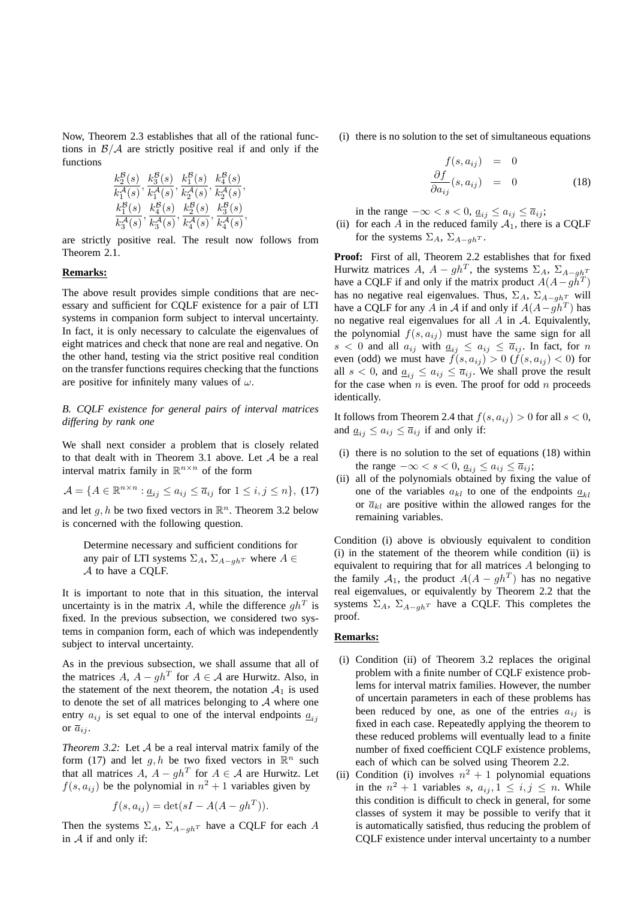Now, Theorem 2.3 establishes that all of the rational functions in $\mathcal{B}/\mathcal{A}$ are strictly positive real if and only if the functions

$$\frac{k_2^{\mathcal{B}}(s)}{k_1^{\mathcal{A}}(s)}, \frac{k_3^{\mathcal{B}}(s)}{k_1^{\mathcal{A}}(s)}, \frac{k_1^{\mathcal{B}}(s)}{k_2^{\mathcal{A}}(s)}, \frac{k_4^{\mathcal{B}}(s)}{k_2^{\mathcal{A}}(s)},$$
$$\frac{k_1^{\mathcal{B}}(s)}{k_3^{\mathcal{A}}(s)}, \frac{k_4^{\mathcal{B}}(s)}{k_3^{\mathcal{A}}(s)}, \frac{k_2^{\mathcal{B}}(s)}{k_4^{\mathcal{A}}(s)}, \frac{k_3^{\mathcal{B}}(s)}{k_4^{\mathcal{A}}(s)},$$

are strictly positive real. The result now follows from Theorem 2.1.

**Remarks:**

The above result provides simple conditions that are necessary and sufficient for CQLF existence for a pair of LTI systems in companion form subject to interval uncertainty. In fact, it is only necessary to calculate the eigenvalues of eight matrices and check that none are real and negative. On the other hand, testing via the strict positive real condition on the transfer functions requires checking that the functions are positive for infinitely many values of $\omega$.

### B. CQLF existence for general pairs of interval matrices differing by rank one

We shall next consider a problem that is closely related to that dealt with in Theorem 3.1 above. Let $\mathcal{A}$ be a real interval matrix family in $\mathbb{R}^{n\times n}$ of the form

$$\mathcal{A} = \{A \in \mathbb{R}^{n\times n} : \underline{a}_{ij} \leq a_{ij} \leq \overline{a}_{ij} \text{ for } 1 \leq i,j \leq n\}, \quad (17)$$

and let $g, h$ be two fixed vectors in $\mathbb{R}^n$. Theorem 3.2 below is concerned with the following question.

> Determine necessary and sufficient conditions for any pair of LTI systems $\Sigma_A$, $\Sigma_{A-gh^T}$ where $A \in \mathcal{A}$ to have a CQLF.

It is important to note that in this situation, the interval uncertainty is in the matrix $A$, while the difference $gh^T$ is fixed. In the previous subsection, we considered two systems in companion form, each of which was independently subject to interval uncertainty.

As in the previous subsection, we shall assume that all of the matrices $A$, $A - gh^T$ for $A \in \mathcal{A}$ are Hurwitz. Also, in the statement of the next theorem, the notation $\mathcal{A}_1$ is used to denote the set of all matrices belonging to $\mathcal{A}$ where one entry $a_{ij}$ is set equal to one of the interval endpoints $\underline{a}_{ij}$ or $\overline{a}_{ij}$.

*Theorem 3.2:* Let $\mathcal{A}$ be a real interval matrix family of the form (17) and let $g, h$ be two fixed vectors in $\mathbb{R}^n$ such that all matrices $A$, $A - gh^T$ for $A \in \mathcal{A}$ are Hurwitz. Let $f(s, a_{ij})$ be the polynomial in $n^2 + 1$ variables given by

$$f(s, a_{ij}) = \det(sI - A(A - gh^T)).$$

Then the systems $\Sigma_A$, $\Sigma_{A-gh^T}$ have a CQLF for each $A$ in $\mathcal{A}$ if and only if:

(i) there is no solution to the set of simultaneous equations

$$\begin{aligned} f(s, a_{ij}) &= 0 \\ \frac{\partial f}{\partial a_{ij}}(s, a_{ij}) &= 0 \end{aligned} \quad (18)$$

in the range $-\infty < s < 0$, $\underline{a}_{ij} \leq a_{ij} \leq \overline{a}_{ij}$;

(ii) for each $A$ in the reduced family $\mathcal{A}_1$, there is a CQLF for the systems $\Sigma_A$, $\Sigma_{A-gh^T}$.

**Proof:** First of all, Theorem 2.2 establishes that for fixed Hurwitz matrices $A$, $A - gh^T$, the systems $\Sigma_A$, $\Sigma_{A-gh^T}$ have a CQLF if and only if the matrix product $A(A - gh^T)$ has no negative real eigenvalues. Thus, $\Sigma_A$, $\Sigma_{A-gh^T}$ will have a CQLF for any $A$ in $\mathcal{A}$ if and only if $A(A - gh^T)$ has no negative real eigenvalues for all $A$ in $\mathcal{A}$. Equivalently, the polynomial $f(s, a_{ij})$ must have the same sign for all $s < 0$ and all $a_{ij}$ with $\underline{a}_{ij} \leq a_{ij} \leq \overline{a}_{ij}$. In fact, for $n$ even (odd) we must have $f(s, a_{ij}) > 0$ ($f(s, a_{ij}) < 0$) for all $s < 0$, and $\underline{a}_{ij} \leq a_{ij} \leq \overline{a}_{ij}$. We shall prove the result for the case when $n$ is even. The proof for odd $n$ proceeds identically.

It follows from Theorem 2.4 that $f(s, a_{ij}) > 0$ for all $s < 0$, and $\underline{a}_{ij} \leq a_{ij} \leq \overline{a}_{ij}$ if and only if:

(i) there is no solution to the set of equations (18) within the range $-\infty < s < 0$, $\underline{a}_{ij} \leq a_{ij} \leq \overline{a}_{ij}$;

(ii) all of the polynomials obtained by fixing the value of one of the variables $a_{kl}$ to one of the endpoints $\underline{a}_{kl}$ or $\overline{a}_{kl}$ are positive within the allowed ranges for the remaining variables.

Condition (i) above is obviously equivalent to condition (i) in the statement of the theorem while condition (ii) is equivalent to requiring that for all matrices $A$ belonging to the family $\mathcal{A}_1$, the product $A(A - gh^T)$ has no negative real eigenvalues, or equivalently by Theorem 2.2 that the systems $\Sigma_A$, $\Sigma_{A-gh^T}$ have a CQLF. This completes the proof.

**Remarks:**

(i) Condition (ii) of Theorem 3.2 replaces the original problem with a finite number of CQLF existence problems for interval matrix families. However, the number of uncertain parameters in each of these problems has been reduced by one, as one of the entries $a_{ij}$ is fixed in each case. Repeatedly applying the theorem to these reduced problems will eventually lead to a finite number of fixed coefficient CQLF existence problems, each of which can be solved using Theorem 2.2.

(ii) Condition (i) involves $n^2 + 1$ polynomial equations in the $n^2 + 1$ variables $s$, $a_{ij}, 1 \leq i,j \leq n$. While this condition is difficult to check in general, for some classes of system it may be possible to verify that it is automatically satisfied, thus reducing the problem of CQLF existence under interval uncertainty to a number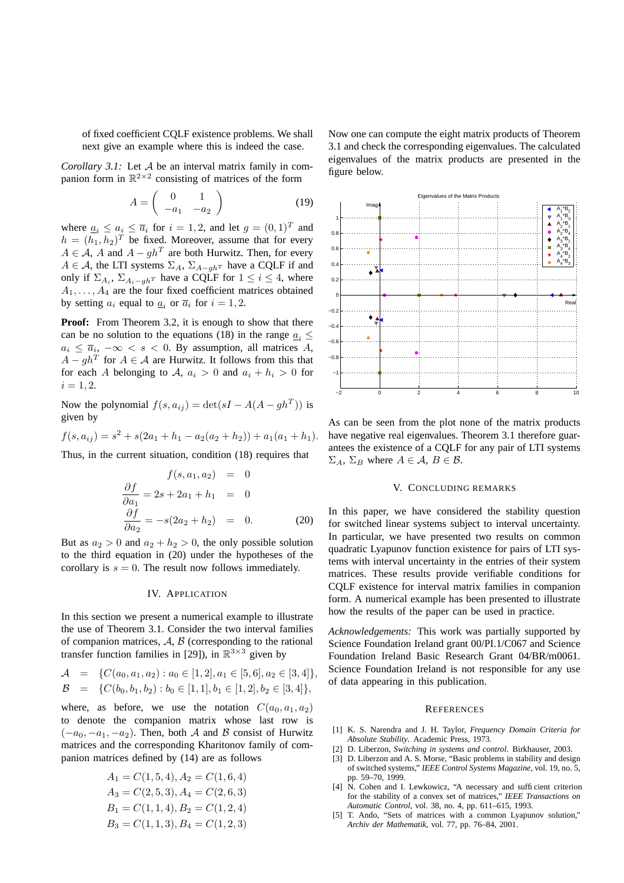of fixed coefficient CQLF existence problems. We shall next give an example where this is indeed the case.

*Corollary 3.1:* Let $\mathcal{A}$ be an interval matrix family in companion form in $\mathbb{R}^{2\times 2}$ consisting of matrices of the form

$$A = \begin{pmatrix} 0 & 1 \\ -a_1 & -a_2 \end{pmatrix} \tag{19}$$

where $\underline{a}_i \leq a_i \leq \overline{a}_i$ for $i = 1, 2$, and let $g = (0, 1)^T$ and $h = (h_1, h_2)^T$ be fixed. Moreover, assume that for every $A \in \mathcal{A}$, $A$ and $A - gh^T$ are both Hurwitz. Then, for every $A \in \mathcal{A}$, the LTI systems $\Sigma_A$, $\Sigma_{A-gh^T}$ have a CQLF if and only if $\Sigma_{A_i}$, $\Sigma_{A_i - gh^T}$ have a CQLF for $1 \leq i \leq 4$, where $A_1, \ldots, A_4$ are the four fixed coefficient matrices obtained by setting $a_i$ equal to $\underline{a}_i$ or $\overline{a}_i$ for $i = 1, 2$.

**Proof:** From Theorem 3.2, it is enough to show that there can be no solution to the equations (18) in the range $\underline{a}_i \leq a_i \leq \overline{a}_i$, $-\infty < s < 0$. By assumption, all matrices $A$, $A - gh^T$ for $A \in \mathcal{A}$ are Hurwitz. It follows from this that for each $A$ belonging to $\mathcal{A}$, $a_i > 0$ and $a_i + h_i > 0$ for $i = 1, 2$.

Now the polynomial $f(s, a_{ij}) = \det(sI - A(A - gh^T))$ is given by

$$f(s, a_{ij}) = s^2 + s(2a_1 + h_1 - a_2(a_2 + h_2)) + a_1(a_1 + h_1).$$

Thus, in the current situation, condition (18) requires that

$$\begin{aligned} f(s, a_1, a_2) &= 0 \\ \frac{\partial f}{\partial a_1} = 2s + 2a_1 + h_1 &= 0 \\ \frac{\partial f}{\partial a_2} = -s(2a_2 + h_2) &= 0. \end{aligned} \tag{20}$$

But as $a_2 > 0$ and $a_2 + h_2 > 0$, the only possible solution to the third equation in (20) under the hypotheses of the corollary is $s = 0$. The result now follows immediately.

## IV. Application

In this section we present a numerical example to illustrate the use of Theorem 3.1. Consider the two interval families of companion matrices, $\mathcal{A}$, $\mathcal{B}$ (corresponding to the rational transfer function families in [29]), in $\mathbb{R}^{3\times 3}$ given by

$$\begin{aligned} \mathcal{A} &= \{C(a_0, a_1, a_2) : a_0 \in [1, 2], a_1 \in [5, 6], a_2 \in [3, 4]\}, \\ \mathcal{B} &= \{C(b_0, b_1, b_2) : b_0 \in [1, 1], b_1 \in [1, 2], b_2 \in [3, 4]\}, \end{aligned}$$

where, as before, we use the notation $C(a_0, a_1, a_2)$ to denote the companion matrix whose last row is $(-a_0, -a_1, -a_2)$. Then, both $\mathcal{A}$ and $\mathcal{B}$ consist of Hurwitz matrices and the corresponding Kharitonov family of companion matrices defined by (14) are as follows

$$\begin{aligned} A_1 = C(1, 5, 4), A_2 = C(1, 6, 4) \\ A_3 = C(2, 5, 3), A_4 = C(2, 6, 3) \\ B_1 = C(1, 1, 4), B_2 = C(1, 2, 4) \\ B_3 = C(1, 1, 3), B_4 = C(1, 2, 3) \end{aligned}$$

Now one can compute the eight matrix products of Theorem 3.1 and check the corresponding eigenvalues. The calculated eigenvalues of the matrix products are presented in the figure below.

As can be seen from the plot none of the matrix products have negative real eigenvalues. Theorem 3.1 therefore guarantees the existence of a CQLF for any pair of LTI systems $\Sigma_A$, $\Sigma_B$ where $A \in \mathcal{A}$, $B \in \mathcal{B}$.

## V. Concluding Remarks

In this paper, we have considered the stability question for switched linear systems subject to interval uncertainty. In particular, we have presented two results on common quadratic Lyapunov function existence for pairs of LTI systems with interval uncertainty in the entries of their system matrices. These results provide verifiable conditions for CQLF existence for interval matrix families in companion form. A numerical example has been presented to illustrate how the results of the paper can be used in practice.

*Acknowledgements:* This work was partially supported by Science Foundation Ireland grant 00/PI.1/C067 and Science Foundation Ireland Basic Research Grant 04/BR/m0061. Science Foundation Ireland is not responsible for any use of data appearing in this publication.

## References

[1] K. S. Narendra and J. H. Taylor, *Frequency Domain Criteria for Absolute Stability*. Academic Press, 1973.

[2] D. Liberzon, *Switching in systems and control*. Birkhauser, 2003.

[3] D. Liberzon and A. S. Morse, "Basic problems in stability and design of switched systems," *IEEE Control Systems Magazine*, vol. 19, no. 5, pp. 59–70, 1999.

[4] N. Cohen and I. Lewkowicz, "A necessary and sufficient criterion for the stability of a convex set of matrices," *IEEE Transactions on Automatic Control*, vol. 38, no. 4, pp. 611–615, 1993.

[5] T. Ando, "Sets of matrices with a common Lyapunov solution," *Archiv der Mathematik*, vol. 77, pp. 76–84, 2001.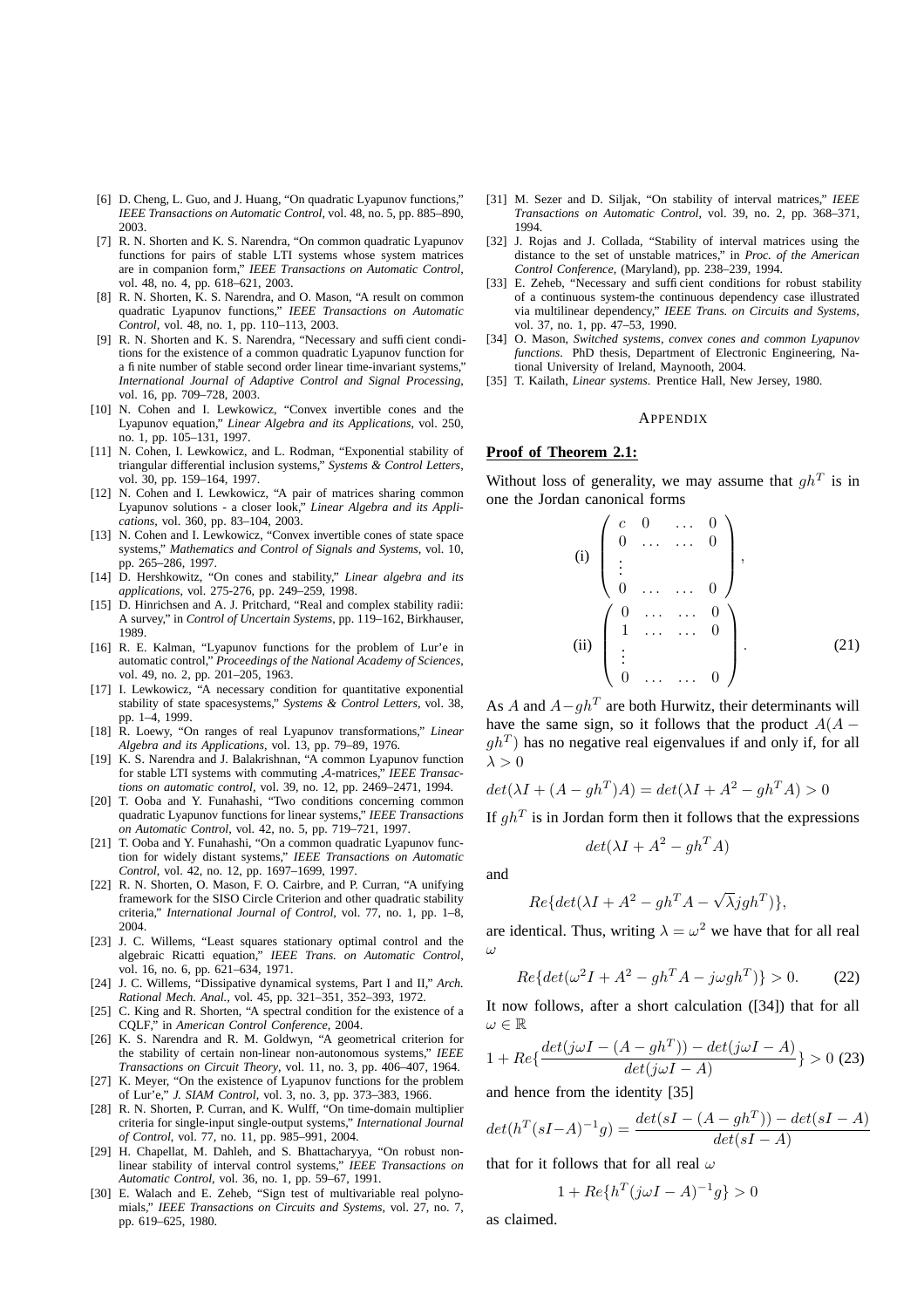[6] D. Cheng, L. Guo, and J. Huang, "On quadratic Lyapunov functions," *IEEE Transactions on Automatic Control*, vol. 48, no. 5, pp. 885–890, 2003.

[7] R. N. Shorten and K. S. Narendra, "On common quadratic Lyapunov functions for pairs of stable LTI systems whose system matrices are in companion form," *IEEE Transactions on Automatic Control*, vol. 48, no. 4, pp. 618–621, 2003.

[8] R. N. Shorten, K. S. Narendra, and O. Mason, "A result on common quadratic Lyapunov functions," *IEEE Transactions on Automatic Control*, vol. 48, no. 1, pp. 110–113, 2003.

[9] R. N. Shorten and K. S. Narendra, "Necessary and sufficient conditions for the existence of a common quadratic Lyapunov function for a finite number of stable second order linear time-invariant systems," *International Journal of Adaptive Control and Signal Processing*, vol. 16, pp. 709–728, 2003.

[10] N. Cohen and I. Lewkowicz, "Convex invertible cones and the Lyapunov equation," *Linear Algebra and its Applications*, vol. 250, no. 1, pp. 105–131, 1997.

[11] N. Cohen, I. Lewkowicz, and L. Rodman, "Exponential stability of triangular differential inclusion systems," *Systems & Control Letters*, vol. 30, pp. 159–164, 1997.

[12] N. Cohen and I. Lewkowicz, "A pair of matrices sharing common Lyapunov solutions - a closer look," *Linear Algebra and its Applications*, vol. 360, pp. 83–104, 2003.

[13] N. Cohen and I. Lewkowicz, "Convex invertible cones of state space systems," *Mathematics and Control of Signals and Systems*, vol. 10, pp. 265–286, 1997.

[14] D. Hershkowitz, "On cones and stability," *Linear algebra and its applications*, vol. 275-276, pp. 249–259, 1998.

[15] D. Hinrichsen and A. J. Pritchard, "Real and complex stability radii: A survey," in *Control of Uncertain Systems*, pp. 119–162, Birkhauser, 1989.

[16] R. E. Kalman, "Lyapunov functions for the problem of Lur'e in automatic control," *Proceedings of the National Academy of Sciences*, vol. 49, no. 2, pp. 201–205, 1963.

[17] I. Lewkowicz, "A necessary condition for quantitative exponential stability of state spacesystems," *Systems & Control Letters*, vol. 38, pp. 1–4, 1999.

[18] R. Loewy, "On ranges of real Lyapunov transformations," *Linear Algebra and its Applications*, vol. 13, pp. 79–89, 1976.

[19] K. S. Narendra and J. Balakrishnan, "A common Lyapunov function for stable LTI systems with commuting $\mathcal{A}$-matrices," *IEEE Transactions on automatic control*, vol. 39, no. 12, pp. 2469–2471, 1994.

[20] T. Ooba and Y. Funahashi, "Two conditions concerning common quadratic Lyapunov functions for linear systems," *IEEE Transactions on Automatic Control*, vol. 42, no. 5, pp. 719–721, 1997.

[21] T. Ooba and Y. Funahashi, "On a common quadratic Lyapunov function for widely distant systems," *IEEE Transactions on Automatic Control*, vol. 42, no. 12, pp. 1697–1699, 1997.

[22] R. N. Shorten, O. Mason, F. O. Cairbre, and P. Curran, "A unifying framework for the SISO Circle Criterion and other quadratic stability criteria," *International Journal of Control*, vol. 77, no. 1, pp. 1–8, 2004.

[23] J. C. Willems, "Least squares stationary optimal control and the algebraic Riccati equation," *IEEE Trans. on Automatic Control*, vol. 16, no. 6, pp. 621–634, 1971.

[24] J. C. Willems, "Dissipative dynamical systems, Part I and II," *Arch. Rational Mech. Anal.*, vol. 45, pp. 321–351, 352–393, 1972.

[25] C. King and R. Shorten, "A spectral condition for the existence of a CQLF," in *American Control Conference*, 2004.

[26] K. S. Narendra and R. M. Goldwyn, "A geometrical criterion for the stability of certain non-linear non-autonomous systems," *IEEE Transactions on Circuit Theory*, vol. 11, no. 3, pp. 406–407, 1964.

[27] K. Meyer, "On the existence of Lyapunov functions for the problem of Lur'e," *J. SIAM Control*, vol. 3, no. 3, pp. 373–383, 1966.

[28] R. N. Shorten, P. Curran, and K. Wulff, "On time-domain multiplier criteria for single-input single-output systems," *International Journal of Control*, vol. 77, no. 11, pp. 985–991, 2004.

[29] H. Chapellat, M. Dahleh, and S. Bhattacharyya, "On robust nonlinear stability of interval control systems," *IEEE Transactions on Automatic Control*, vol. 36, no. 1, pp. 59–67, 1991.

[30] E. Walach and E. Zeheb, "Sign test of multivariable real polynomials," *IEEE Transactions on Circuits and Systems*, vol. 27, no. 7, pp. 619–625, 1980.

[31] M. Sezer and D. Siljak, "On stability of interval matrices," *IEEE Transactions on Automatic Control*, vol. 39, no. 2, pp. 368–371, 1994.

[32] J. Rojas and J. Collada, "Stability of interval matrices using the distance to the set of unstable matrices," in *Proc. of the American Control Conference*, (Maryland), pp. 238–239, 1994.

[33] E. Zeheb, "Necessary and sufficient conditions for robust stability of a continuous system-the continuous dependency case illustrated via multilinear dependency," *IEEE Trans. on Circuits and Systems*, vol. 37, no. 1, pp. 47–53, 1990.

[34] O. Mason, *Switched systems, convex cones and common Lyapunov functions*. PhD thesis, Department of Electronic Engineering, National University of Ireland, Maynooth, 2004.

[35] T. Kailath, *Linear systems*. Prentice Hall, New Jersey, 1980.

## APPENDIX

**Proof of Theorem 2.1:**

Without loss of generality, we may assume that $gh^T$ is in one the Jordan canonical forms

$$\text{(i)} \left( \begin{array}{cccc} c & 0 & \dots & 0 \\ 0 & \dots & \dots & 0 \\ \vdots & & & \\ 0 & \dots & \dots & 0 \end{array} \right), \quad \text{(ii)} \left( \begin{array}{cccc} 0 & \dots & \dots & 0 \\ 1 & \dots & \dots & 0 \\ \vdots & & & \\ 0 & \dots & \dots & 0 \end{array} \right). \tag{21}$$

As $A$ and $A - gh^T$ are both Hurwitz, their determinants will have the same sign, so it follows that the product $A(A - gh^T)$ has no negative real eigenvalues if and only if, for all $\lambda > 0$

$$det(\lambda I + (A - gh^T)A) = det(\lambda I + A^2 - gh^T A) > 0$$

If $gh^T$ is in Jordan form then it follows that the expressions

$$det(\lambda I + A^2 - gh^T A)$$

and

$$Re\{det(\lambda I + A^2 - gh^T A - \sqrt{\lambda} j g h^T)\},$$

are identical. Thus, writing $\lambda = \omega^2$ we have that for all real $\omega$

$$Re\{det(\omega^2 I + A^2 - gh^T A - j\omega g h^T)\} > 0. \tag{22}$$

It now follows, after a short calculation ([34]) that for all $\omega \in \mathbb{R}$

$$1 + Re\{\frac{det(j\omega I - (A - gh^T)) - det(j\omega I - A)}{det(j\omega I - A)}\} > 0 \tag{23}$$

and hence from the identity [35]

$$det(h^T(sI - A)^{-1} g) = \frac{det(sI - (A - gh^T)) - det(sI - A)}{det(sI - A)}$$

that for it follows that for all real $\omega$

$$1 + Re\{h^T(j\omega I - A)^{-1} g\} > 0$$

as claimed.